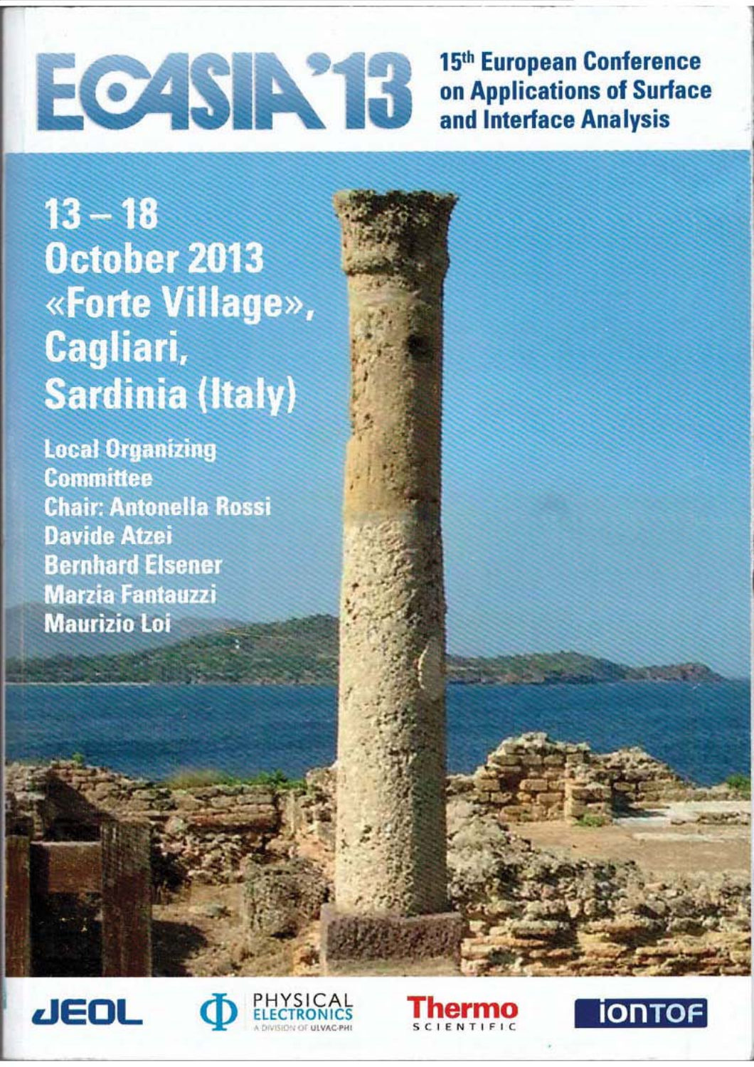# ECASIA'13

## 15th European Conference on Applications of Surface and Interface Analysis

**13 – 18 October 2013**
**«Forte Village», Cagliari, Sardinia (Italy)**

**Local Organizing Committee**
**Chair: Antonella Rossi**
**Davide Atzei**
**Bernhard Elsener**
**Marzia Fantauzzi**
**Maurizio Loi**

JEOL

PHYSICAL ELECTRONICS
A DIVISION OF ULVAC-PHI

Thermo SCIENTIFIC

iONTOF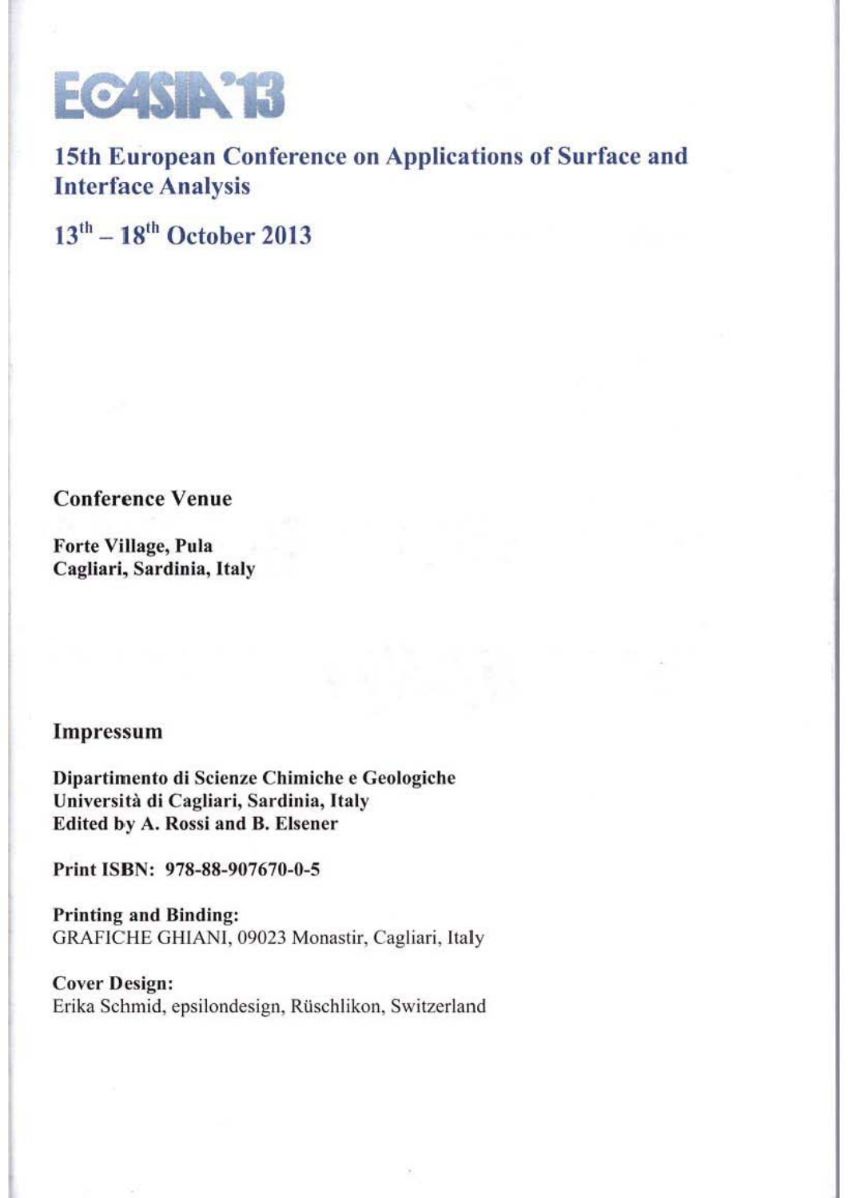# ECASIA'13

## 15th European Conference on Applications of Surface and Interface Analysis

## $13^{th}$ – $18^{th}$ October 2013

### Conference Venue

**Forte Village, Pula**
**Cagliari, Sardinia, Italy**

### Impressum

**Dipartimento di Scienze Chimiche e Geologiche**
**Università di Cagliari, Sardinia, Italy**
**Edited by A. Rossi and B. Elsener**

**Print ISBN: 978-88-907670-0-5**

**Printing and Binding:**
GRAFICHE GHIANI, 09023 Monastir, Cagliari, Italy

**Cover Design:**
Erika Schmid, epsilondesign, Rüschlikon, Switzerland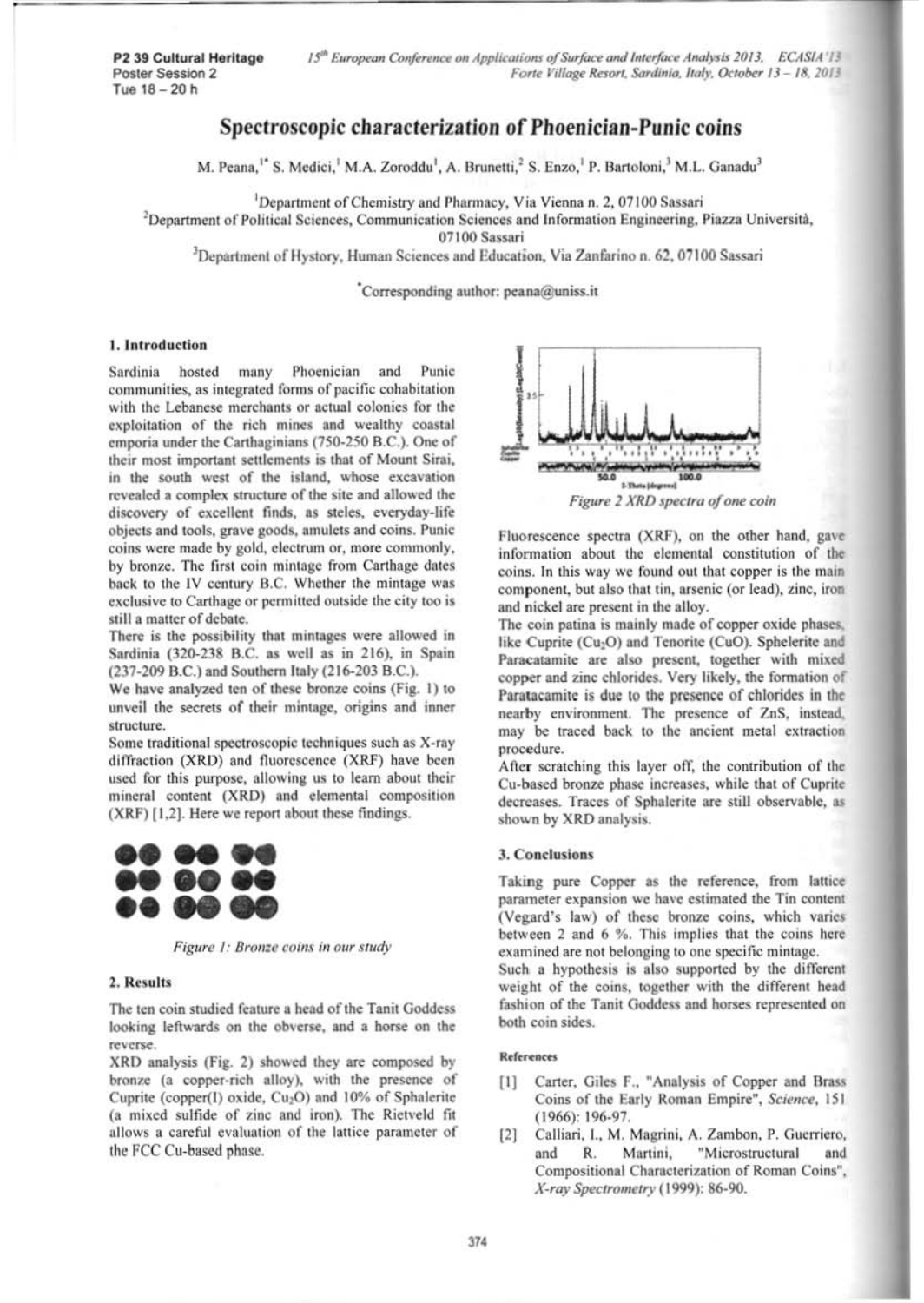# Spectroscopic characterization of Phoenician-Punic coins

M. Peana,[1*] S. Medici,[1] M.A. Zoroddu[1], A. Brunetti,[2] S. Enzo,[1] P. Bartoloni,[3] M.L. Ganadu[3]

[1]Department of Chemistry and Pharmacy, Via Vienna n. 2, 07100 Sassari

[2]Department of Political Sciences, Communication Sciences and Information Engineering, Piazza Università, 07100 Sassari

[3]Department of Hystory, Human Sciences and Education, Via Zanfarino n. 62, 07100 Sassari

[*]Corresponding author: peana@uniss.it

### 1. Introduction

Sardinia hosted many Phoenician and Punic communities, as integrated forms of pacific cohabitation with the Lebanese merchants or actual colonies for the exploitation of the rich mines and wealthy coastal emporia under the Carthaginians (750-250 B.C.). One of their most important settlements is that of Mount Sirai, in the south west of the island, whose excavation revealed a complex structure of the site and allowed the discovery of excellent finds, as steles, everyday-life objects and tools, grave goods, amulets and coins. Punic coins were made by gold, electrum or, more commonly, by bronze. The first coin mintage from Carthage dates back to the IV century B.C. Whether the mintage was exclusive to Carthage or permitted outside the city too is still a matter of debate.

There is the possibility that mintages were allowed in Sardinia (320-238 B.C. as well as in 216), in Spain (237-209 B.C.) and Southern Italy (216-203 B.C.).

We have analyzed ten of these bronze coins (Fig. 1) to unveil the secrets of their mintage, origins and inner structure.

Some traditional spectroscopic techniques such as X-ray diffraction (XRD) and fluorescence (XRF) have been used for this purpose, allowing us to learn about their mineral content (XRD) and elemental composition (XRF) [1,2]. Here we report about these findings.

*Figure 1: Bronze coins in our study*

### 2. Results

The ten coin studied feature a head of the Tanit Goddess looking leftwards on the obverse, and a horse on the reverse.

XRD analysis (Fig. 2) showed they are composed by bronze (a copper-rich alloy), with the presence of Cuprite (copper(I) oxide, $Cu_2O$) and 10% of Sphalerite (a mixed sulfide of zinc and iron). The Rietveld fit allows a careful evaluation of the lattice parameter of the FCC Cu-based phase.

*Figure 2 XRD spectra of one coin*

Fluorescence spectra (XRF), on the other hand, gave information about the elemental constitution of the coins. In this way we found out that copper is the main component, but also that tin, arsenic (or lead), zinc, iron and nickel are present in the alloy.

The coin patina is mainly made of copper oxide phases, like Cuprite ($Cu_2O$) and Tenorite ($CuO$). Sphelerite and Paracatamite are also present, together with mixed copper and zinc chlorides. Very likely, the formation of Paratacamite is due to the presence of chlorides in the nearby environment. The presence of $ZnS$, instead, may be traced back to the ancient metal extraction procedure.

After scratching this layer off, the contribution of the Cu-based bronze phase increases, while that of Cuprite decreases. Traces of Sphalerite are still observable, as shown by XRD analysis.

### 3. Conclusions

Taking pure Copper as the reference, from lattice parameter expansion we have estimated the Tin content (Vegard's law) of these bronze coins, which varies between 2 and 6 %. This implies that the coins here examined are not belonging to one specific mintage.

Such a hypothesis is also supported by the different weight of the coins, together with the different head fashion of the Tanit Goddess and horses represented on both coin sides.

#### References

[1] Carter, Giles F., "Analysis of Copper and Brass Coins of the Early Roman Empire", *Science*, 151 (1966): 196-97.

[2] Calliari, I., M. Magrini, A. Zambon, P. Guerriero, and R. Martini, "Microstructural and Compositional Characterization of Roman Coins", *X-ray Spectrometry* (1999): 86-90.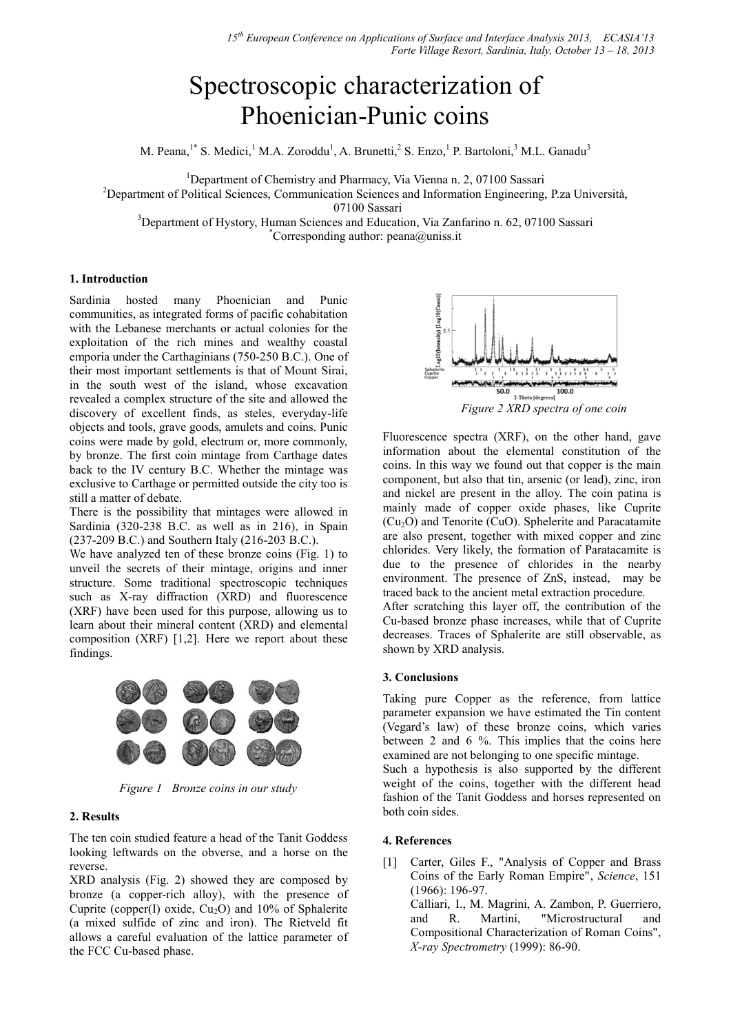# Spectroscopic characterization of Phoenician-Punic coins

M. Peana,[1*] S. Medici,[1] M.A. Zoroddu[1], A. Brunetti,[2] S. Enzo,[1] P. Bartoloni,[3] M.L. Ganadu[3]

[1]Department of Chemistry and Pharmacy, Via Vienna n. 2, 07100 Sassari
[2]Department of Political Sciences, Communication Sciences and Information Engineering, P.za Università, 07100 Sassari
[3]Department of Hystory, Human Sciences and Education, Via Zanfarino n. 62, 07100 Sassari
*Corresponding author: peana@uniss.it

## 1. Introduction

Sardinia hosted many Phoenician and Punic communities, as integrated forms of pacific cohabitation with the Lebanese merchants or actual colonies for the exploitation of the rich mines and wealthy coastal emporia under the Carthaginians (750-250 B.C.). One of their most important settlements is that of Mount Sirai, in the south west of the island, whose excavation revealed a complex structure of the site and allowed the discovery of excellent finds, as steles, everyday-life objects and tools, grave goods, amulets and coins. Punic coins were made by gold, electrum or, more commonly, by bronze. The first coin mintage from Carthage dates back to the IV century B.C. Whether the mintage was exclusive to Carthage or permitted outside the city too is still a matter of debate.

There is the possibility that mintages were allowed in Sardinia (320-238 B.C. as well as in 216), in Spain (237-209 B.C.) and Southern Italy (216-203 B.C.).

We have analyzed ten of these bronze coins (Fig. 1) to unveil the secrets of their mintage, origins and inner structure. Some traditional spectroscopic techniques such as X-ray diffraction (XRD) and fluorescence (XRF) have been used for this purpose, allowing us to learn about their mineral content (XRD) and elemental composition (XRF) [1,2]. Here we report about these findings.

*Figure 1 Bronze coins in our study*

## 2. Results

The ten coin studied feature a head of the Tanit Goddess looking leftwards on the obverse, and a horse on the reverse.

XRD analysis (Fig. 2) showed they are composed by bronze (a copper-rich alloy), with the presence of Cuprite (copper(I) oxide, $Cu_2O$) and 10% of Sphalerite (a mixed sulfide of zinc and iron). The Rietveld fit allows a careful evaluation of the lattice parameter of the FCC Cu-based phase.

Log10[Intensity] [Log10(Count)]
3.5
Sphalerite
Cuprite
Copper
50.0
100.0
2-Theta [degrees]

*Figure 2 XRD spectra of one coin*

Fluorescence spectra (XRF), on the other hand, gave information about the elemental constitution of the coins. In this way we found out that copper is the main component, but also that tin, arsenic (or lead), zinc, iron and nickel are present in the alloy. The coin patina is mainly made of copper oxide phases, like Cuprite ($Cu_2O$) and Tenorite (CuO). Sphelerite and Paracatamite are also present, together with mixed copper and zinc chlorides. Very likely, the formation of Paratacamite is due to the presence of chlorides in the nearby environment. The presence of ZnS, instead, may be traced back to the ancient metal extraction procedure.

After scratching this layer off, the contribution of the Cu-based bronze phase increases, while that of Cuprite decreases. Traces of Sphalerite are still observable, as shown by XRD analysis.

## 3. Conclusions

Taking pure Copper as the reference, from lattice parameter expansion we have estimated the Tin content (Vegard's law) of these bronze coins, which varies between 2 and 6 %. This implies that the coins here examined are not belonging to one specific mintage.

Such a hypothesis is also supported by the different weight of the coins, together with the different head fashion of the Tanit Goddess and horses represented on both coin sides.

## 4. References

[1] Carter, Giles F., "Analysis of Copper and Brass Coins of the Early Roman Empire", *Science*, 151 (1966): 196-97.
Calliari, I., M. Magrini, A. Zambon, P. Guerriero, and R. Martini, "Microstructural and Compositional Characterization of Roman Coins", *X-ray Spectrometry* (1999): 86-90.